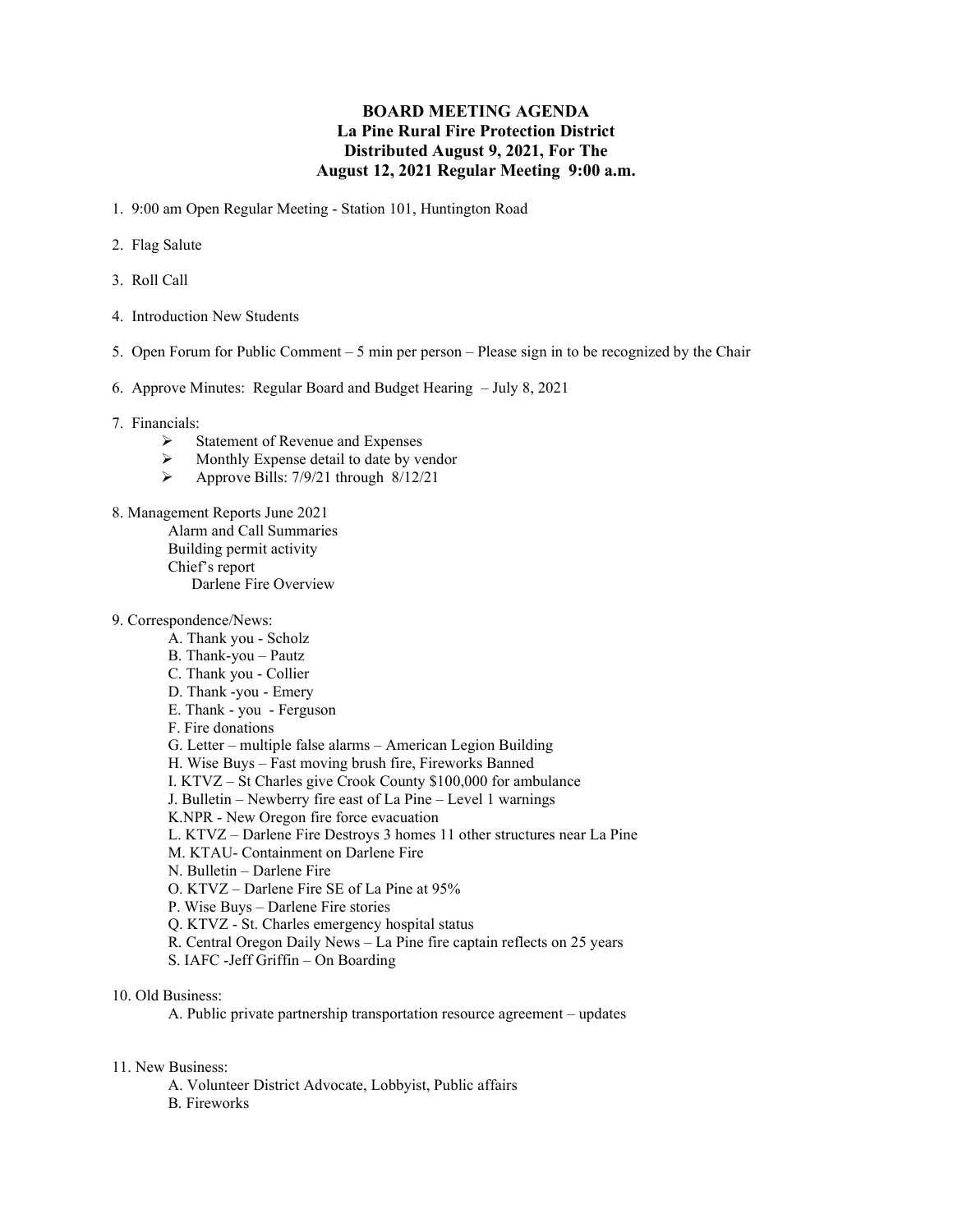**BOARD MEETING AGENDA**
**La Pine Rural Fire Protection District**
**Distributed August 9, 2021, For The**
**August 12, 2021 Regular Meeting 9:00 a.m.**

1. 9:00 am Open Regular Meeting - Station 101, Huntington Road

2. Flag Salute

3. Roll Call

4. Introduction New Students

5. Open Forum for Public Comment – 5 min per person – Please sign in to be recognized by the Chair

6. Approve Minutes: Regular Board and Budget Hearing – July 8, 2021

7. Financials:
   - Statement of Revenue and Expenses
   - Monthly Expense detail to date by vendor
   - Approve Bills: 7/9/21 through 8/12/21

8. Management Reports June 2021
   - Alarm and Call Summaries
   - Building permit activity
   - Chief's report
     - Darlene Fire Overview

9. Correspondence/News:
   - A. Thank you - Scholz
   - B. Thank-you – Pautz
   - C. Thank you - Collier
   - D. Thank -you - Emery
   - E. Thank - you - Ferguson
   - F. Fire donations
   - G. Letter – multiple false alarms – American Legion Building
   - H. Wise Buys – Fast moving brush fire, Fireworks Banned
   - I. KTVZ – St Charles give Crook County $100,000 for ambulance
   - J. Bulletin – Newberry fire east of La Pine – Level 1 warnings
   - K.NPR - New Oregon fire force evacuation
   - L. KTVZ – Darlene Fire Destroys 3 homes 11 other structures near La Pine
   - M. KTAU- Containment on Darlene Fire
   - N. Bulletin – Darlene Fire
   - O. KTVZ – Darlene Fire SE of La Pine at 95%
   - P. Wise Buys – Darlene Fire stories
   - Q. KTVZ - St. Charles emergency hospital status
   - R. Central Oregon Daily News – La Pine fire captain reflects on 25 years
   - S. IAFC -Jeff Griffin – On Boarding

10. Old Business:
    - A. Public private partnership transportation resource agreement – updates

11. New Business:
    - A. Volunteer District Advocate, Lobbyist, Public affairs
    - B. Fireworks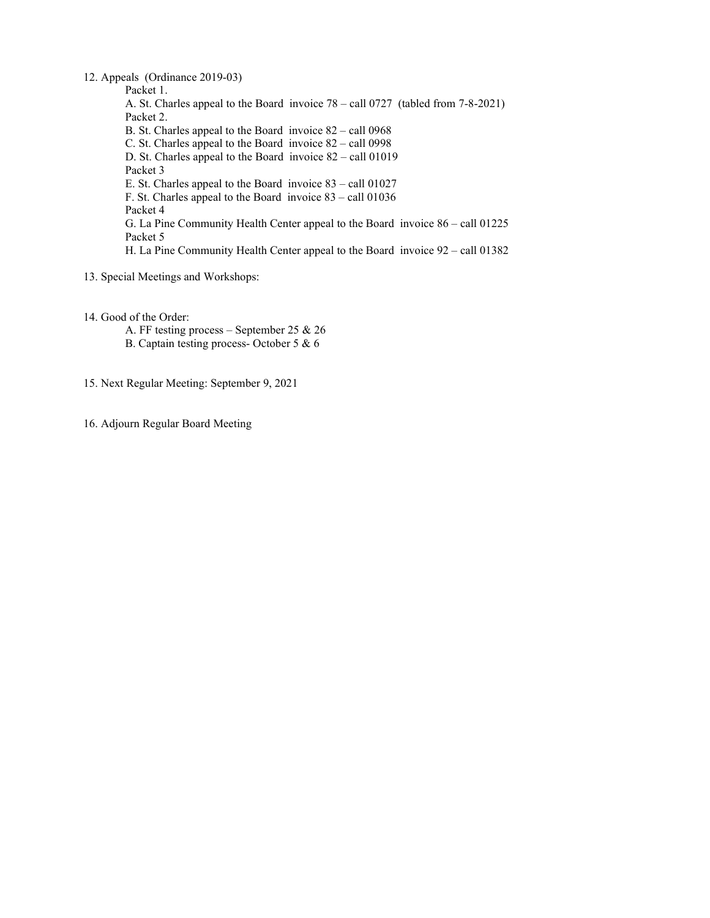12. Appeals (Ordinance 2019-03)

    Packet 1.

    A. St. Charles appeal to the Board invoice 78 – call 0727 (tabled from 7-8-2021)

    Packet 2.

    B. St. Charles appeal to the Board invoice 82 – call 0968

    C. St. Charles appeal to the Board invoice 82 – call 0998

    D. St. Charles appeal to the Board invoice 82 – call 01019

    Packet 3

    E. St. Charles appeal to the Board invoice 83 – call 01027

    F. St. Charles appeal to the Board invoice 83 – call 01036

    Packet 4

    G. La Pine Community Health Center appeal to the Board invoice 86 – call 01225

    Packet 5

    H. La Pine Community Health Center appeal to the Board invoice 92 – call 01382

13. Special Meetings and Workshops:

14. Good of the Order:

    A. FF testing process – September 25 & 26

    B. Captain testing process- October 5 & 6

15. Next Regular Meeting: September 9, 2021

16. Adjourn Regular Board Meeting